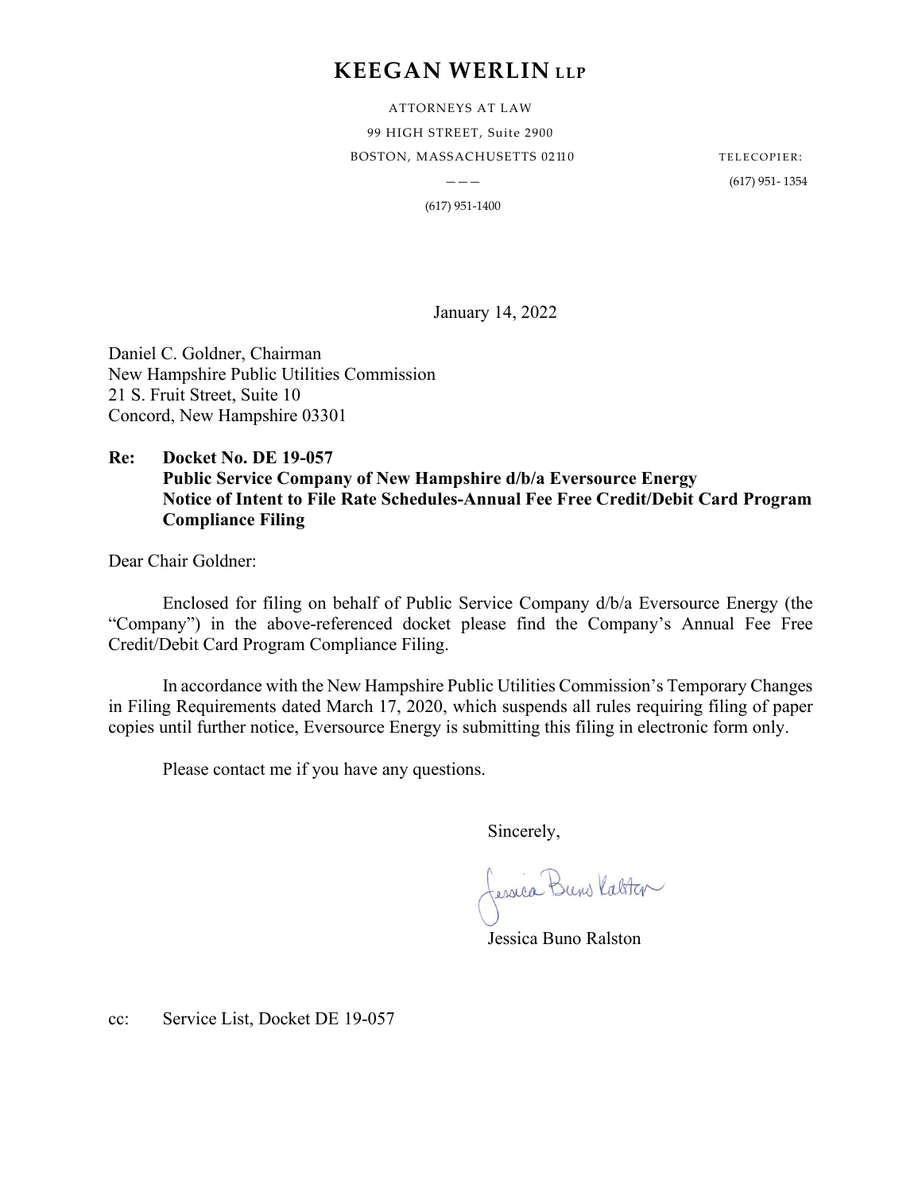# KEEGAN WERLIN LLP

ATTORNEYS AT LAW
99 HIGH STREET, Suite 2900
BOSTON, MASSACHUSETTS 02110

———

(617) 951-1400

TELECOPIER:
(617) 951- 1354

January 14, 2022

Daniel C. Goldner, Chairman
New Hampshire Public Utilities Commission
21 S. Fruit Street, Suite 10
Concord, New Hampshire 03301

**Re: Docket No. DE 19-057**
**Public Service Company of New Hampshire d/b/a Eversource Energy**
**Notice of Intent to File Rate Schedules-Annual Fee Free Credit/Debit Card Program Compliance Filing**

Dear Chair Goldner:

Enclosed for filing on behalf of Public Service Company d/b/a Eversource Energy (the "Company") in the above-referenced docket please find the Company's Annual Fee Free Credit/Debit Card Program Compliance Filing.

In accordance with the New Hampshire Public Utilities Commission's Temporary Changes in Filing Requirements dated March 17, 2020, which suspends all rules requiring filing of paper copies until further notice, Eversource Energy is submitting this filing in electronic form only.

Please contact me if you have any questions.

Sincerely,

Jessica Buno Ralston

cc: Service List, Docket DE 19-057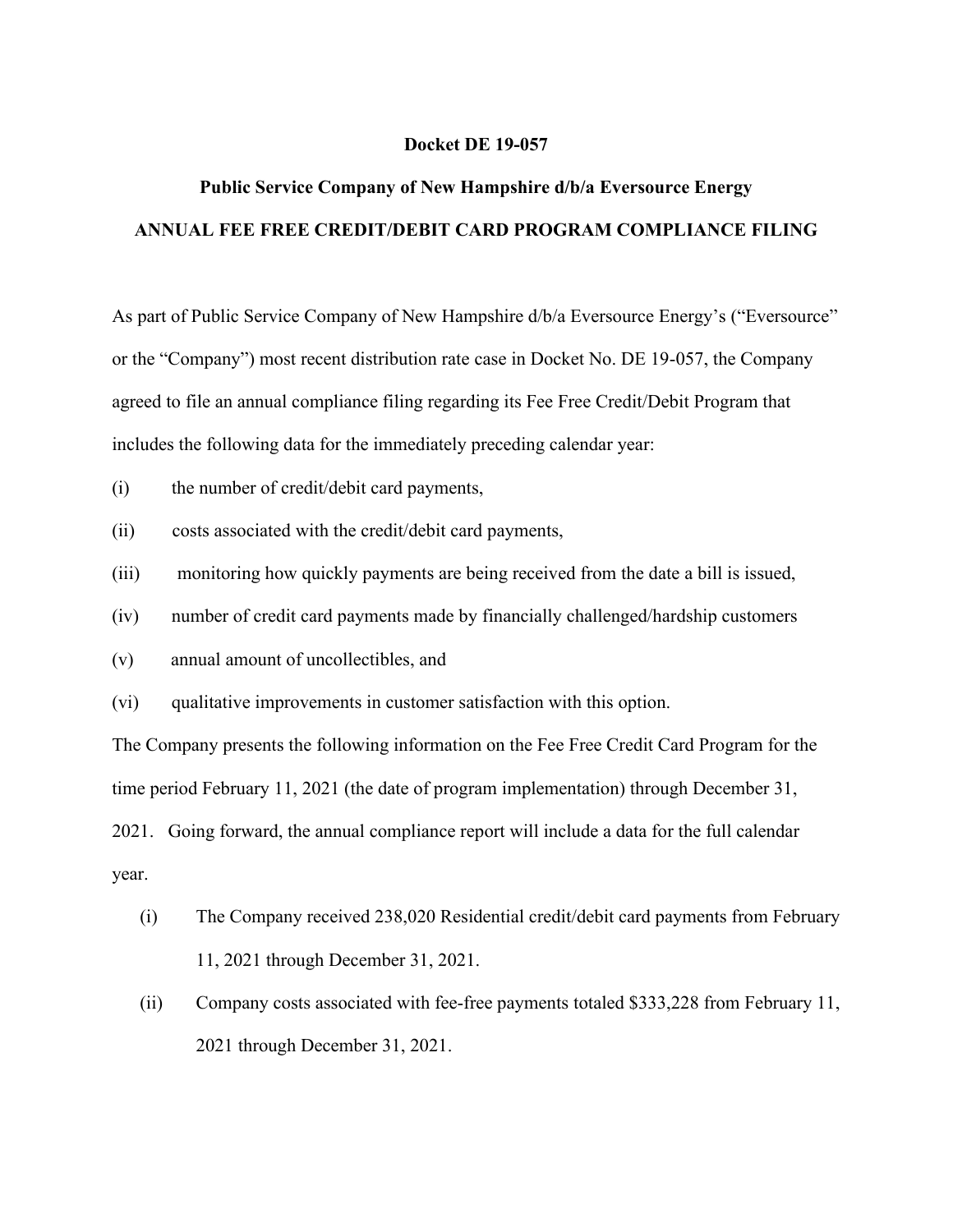**Docket DE 19-057**

**Public Service Company of New Hampshire d/b/a Eversource Energy**

**ANNUAL FEE FREE CREDIT/DEBIT CARD PROGRAM COMPLIANCE FILING**

As part of Public Service Company of New Hampshire d/b/a Eversource Energy's ("Eversource" or the "Company") most recent distribution rate case in Docket No. DE 19-057, the Company agreed to file an annual compliance filing regarding its Fee Free Credit/Debit Program that includes the following data for the immediately preceding calendar year:

(i) the number of credit/debit card payments,

(ii) costs associated with the credit/debit card payments,

(iii) monitoring how quickly payments are being received from the date a bill is issued,

(iv) number of credit card payments made by financially challenged/hardship customers

(v) annual amount of uncollectibles, and

(vi) qualitative improvements in customer satisfaction with this option.

The Company presents the following information on the Fee Free Credit Card Program for the time period February 11, 2021 (the date of program implementation) through December 31, 2021. Going forward, the annual compliance report will include a data for the full calendar year.

(i) The Company received 238,020 Residential credit/debit card payments from February 11, 2021 through December 31, 2021.

(ii) Company costs associated with fee-free payments totaled $333,228 from February 11, 2021 through December 31, 2021.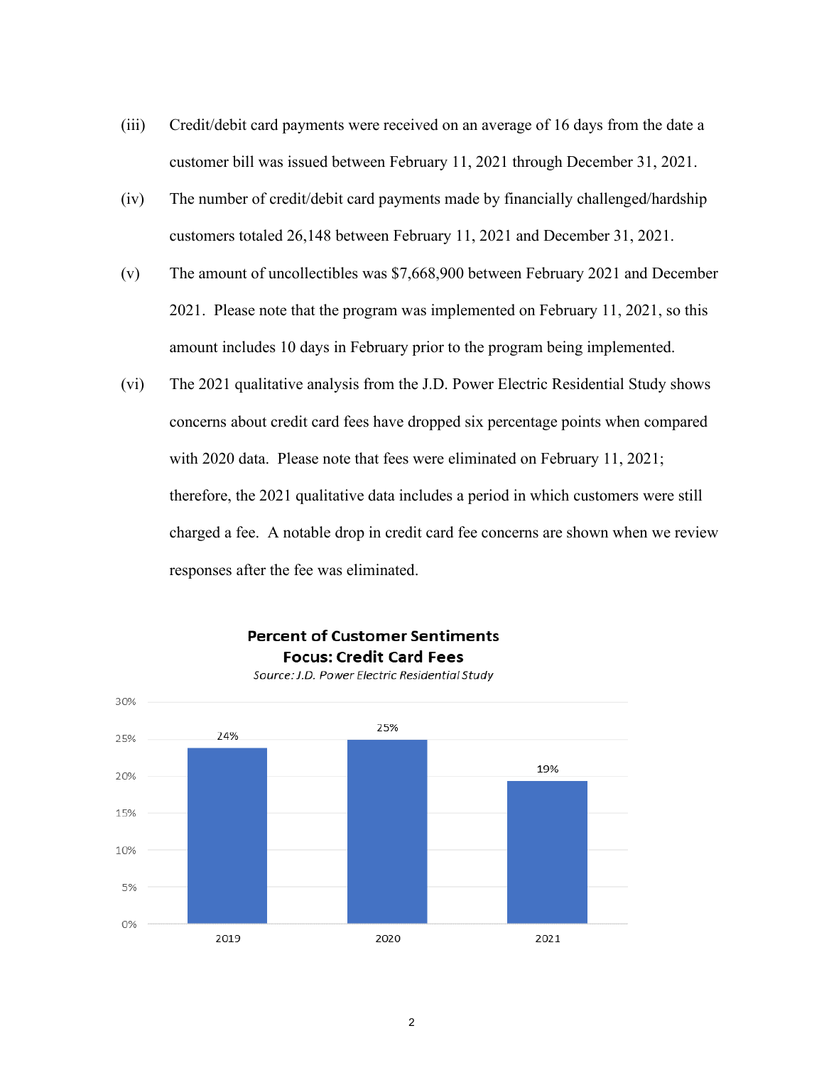(iii) Credit/debit card payments were received on an average of 16 days from the date a customer bill was issued between February 11, 2021 through December 31, 2021.

(iv) The number of credit/debit card payments made by financially challenged/hardship customers totaled 26,148 between February 11, 2021 and December 31, 2021.

(v) The amount of uncollectibles was $7,668,900 between February 2021 and December 2021. Please note that the program was implemented on February 11, 2021, so this amount includes 10 days in February prior to the program being implemented.

(vi) The 2021 qualitative analysis from the J.D. Power Electric Residential Study shows concerns about credit card fees have dropped six percentage points when compared with 2020 data. Please note that fees were eliminated on February 11, 2021; therefore, the 2021 qualitative data includes a period in which customers were still charged a fee. A notable drop in credit card fee concerns are shown when we review responses after the fee was eliminated.

**Percent of Customer Sentiments**
**Focus: Credit Card Fees**
*Source: J.D. Power Electric Residential Study*

30%
25%
20%
15%
10%
5%
0%

24%
25%
19%

2019
2020
2021